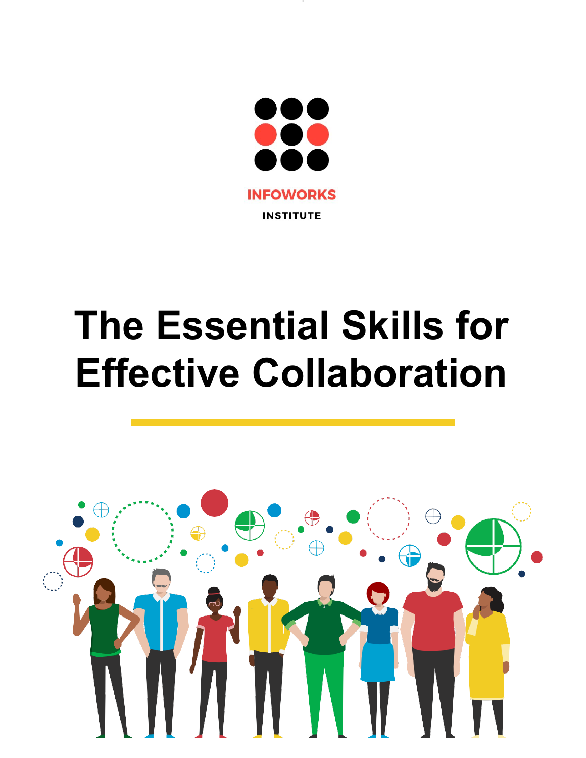INFOWORKS

INSTITUTE

# The Essential Skills for Effective Collaboration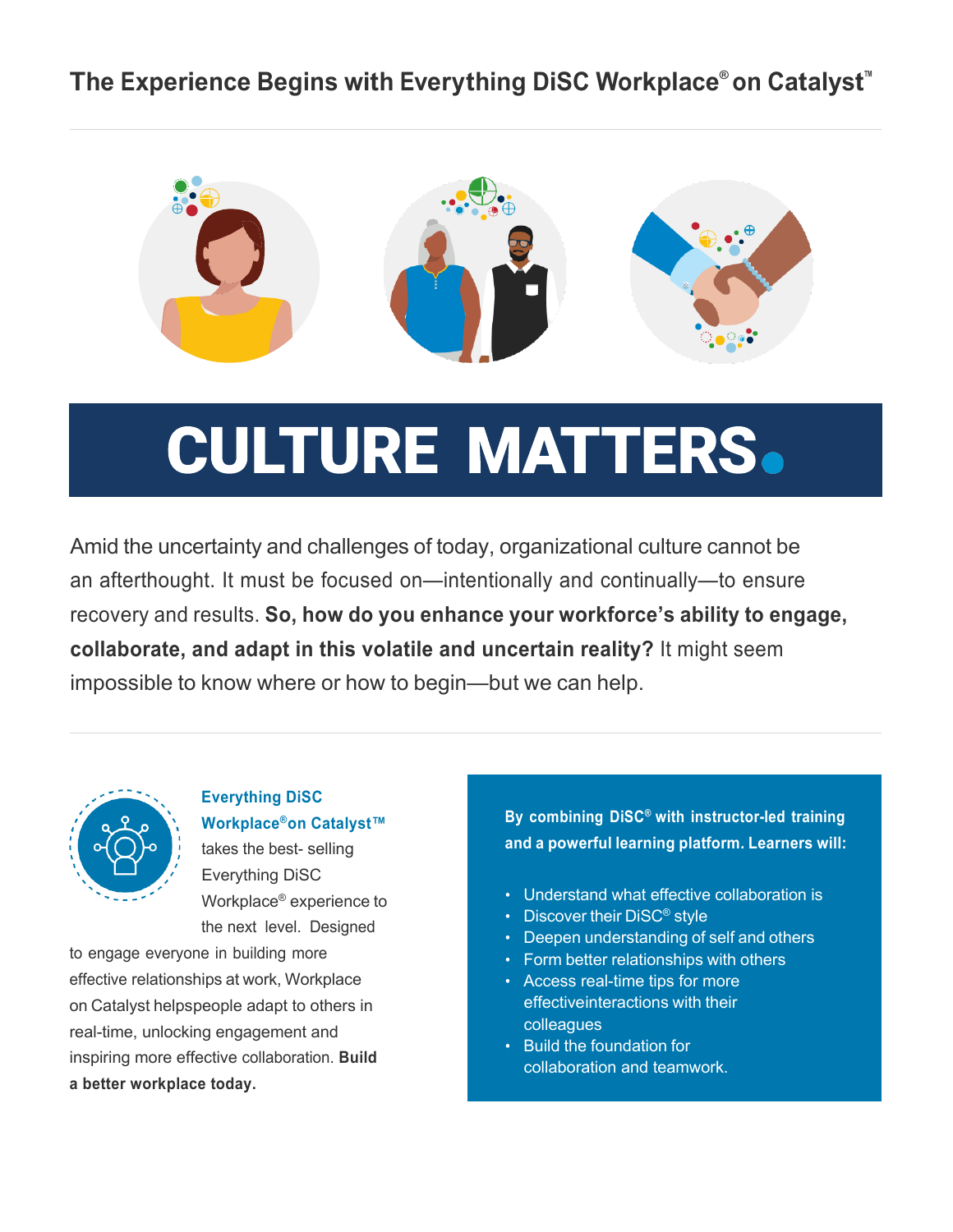## The Experience Begins with Everything DiSC Workplace® on Catalyst™

# CULTURE MATTERS.

Amid the uncertainty and challenges of today, organizational culture cannot be an afterthought. It must be focused on—intentionally and continually—to ensure recovery and results. **So, how do you enhance your workforce's ability to engage, collaborate, and adapt in this volatile and uncertain reality?** It might seem impossible to know where or how to begin—but we can help.

**Everything DiSC Workplace®on Catalyst™** takes the best- selling Everything DiSC Workplace® experience to the next level. Designed to engage everyone in building more effective relationships at work, Workplace on Catalyst helpspeople adapt to others in real-time, unlocking engagement and inspiring more effective collaboration. **Build a better workplace today.**

**By combining DiSC® with instructor-led training and a powerful learning platform. Learners will:**

- Understand what effective collaboration is
- Discover their DiSC® style
- Deepen understanding of self and others
- Form better relationships with others
- Access real-time tips for more effectiveinteractions with their colleagues
- Build the foundation for collaboration and teamwork.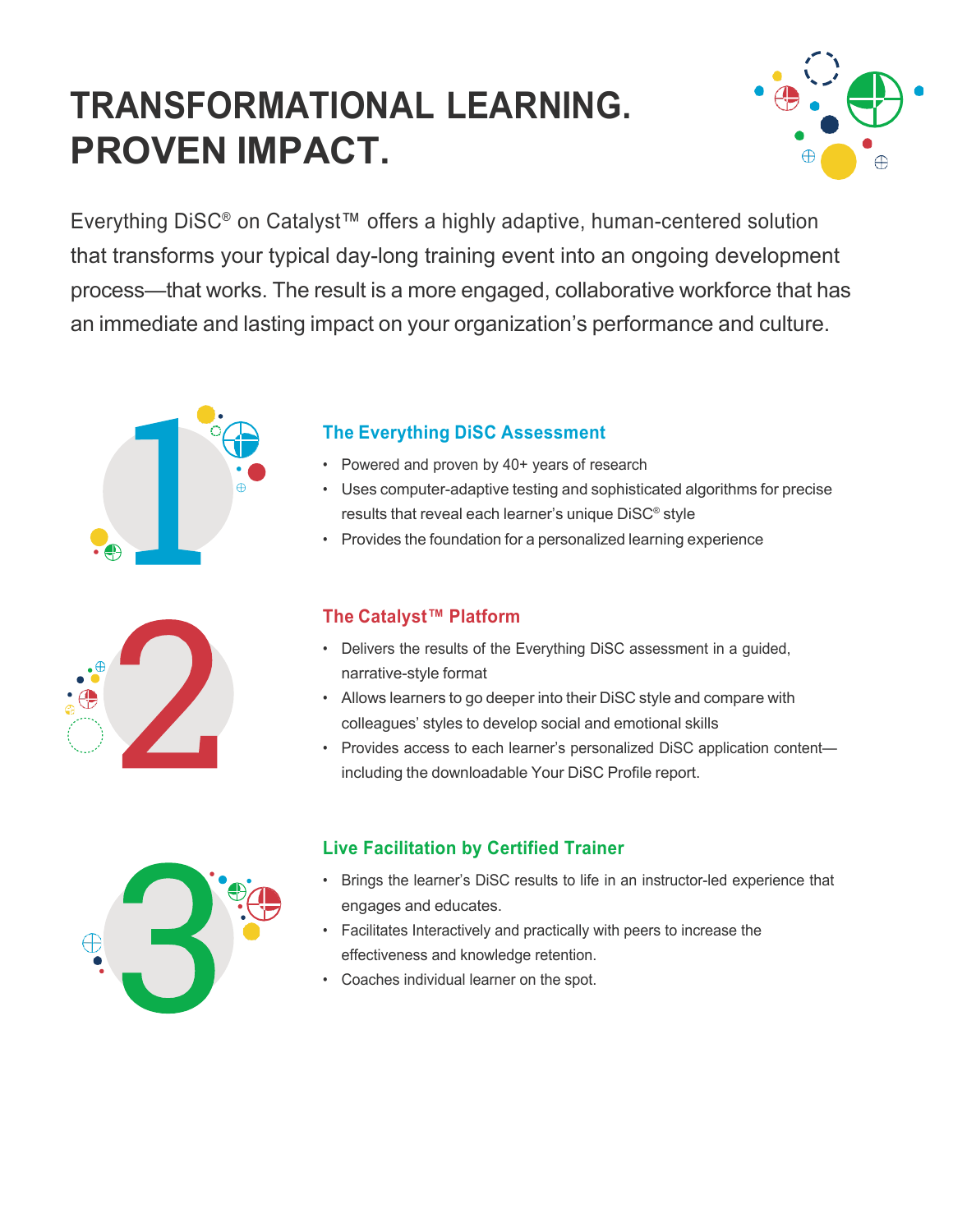# TRANSFORMATIONAL LEARNING. PROVEN IMPACT.

Everything DiSC® on Catalyst™ offers a highly adaptive, human-centered solution that transforms your typical day-long training event into an ongoing development process—that works. The result is a more engaged, collaborative workforce that has an immediate and lasting impact on your organization's performance and culture.

## 1

### The Everything DiSC Assessment

- Powered and proven by 40+ years of research
- Uses computer-adaptive testing and sophisticated algorithms for precise results that reveal each learner's unique DiSC® style
- Provides the foundation for a personalized learning experience

## 2

### The Catalyst™ Platform

- Delivers the results of the Everything DiSC assessment in a guided, narrative-style format
- Allows learners to go deeper into their DiSC style and compare with colleagues' styles to develop social and emotional skills
- Provides access to each learner's personalized DiSC application content—including the downloadable Your DiSC Profile report.

## 3

### Live Facilitation by Certified Trainer

- Brings the learner's DiSC results to life in an instructor-led experience that engages and educates.
- Facilitates Interactively and practically with peers to increase the effectiveness and knowledge retention.
- Coaches individual learner on the spot.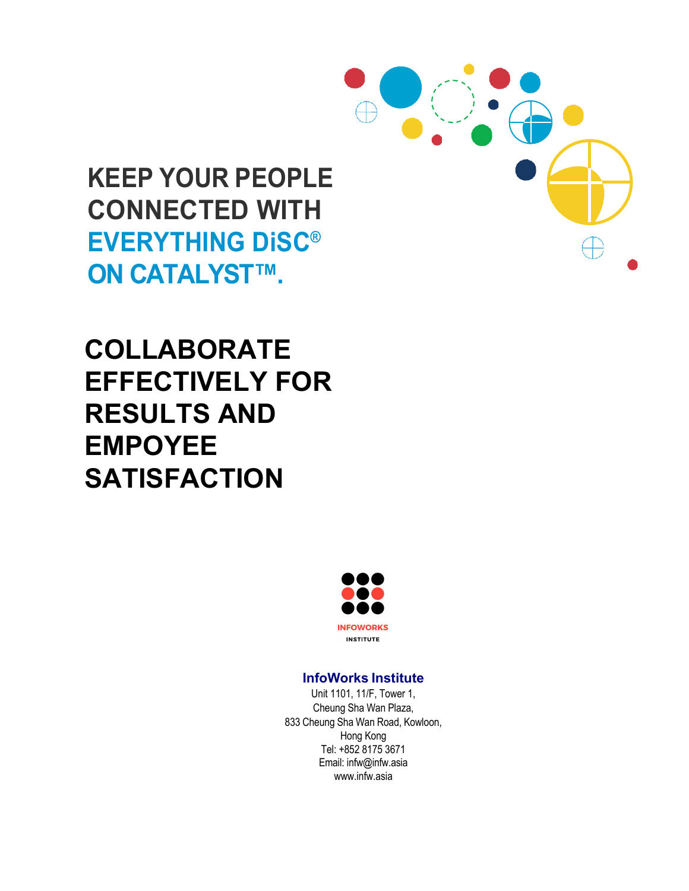# KEEP YOUR PEOPLE CONNECTED WITH EVERYTHING DiSC® ON CATALYST™.

# COLLABORATE EFFECTIVELY FOR RESULTS AND EMPOYEE SATISFACTION

INFOWORKS
INSTITUTE

**InfoWorks Institute**
Unit 1101, 11/F, Tower 1,
Cheung Sha Wan Plaza,
833 Cheung Sha Wan Road, Kowloon,
Hong Kong
Tel: +852 8175 3671
Email: infw@infw.asia
www.infw.asia